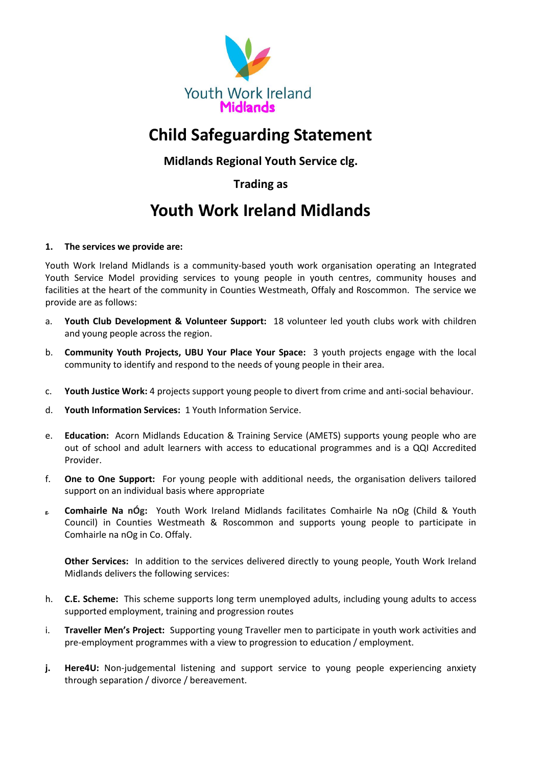Youth Work Ireland
Midlands

# Child Safeguarding Statement

### Midlands Regional Youth Service clg.

### Trading as

# Youth Work Ireland Midlands

**1. The services we provide are:**

Youth Work Ireland Midlands is a community-based youth work organisation operating an Integrated Youth Service Model providing services to young people in youth centres, community houses and facilities at the heart of the community in Counties Westmeath, Offaly and Roscommon. The service we provide are as follows:

a. **Youth Club Development & Volunteer Support:** 18 volunteer led youth clubs work with children and young people across the region.

b. **Community Youth Projects, UBU Your Place Your Space:** 3 youth projects engage with the local community to identify and respond to the needs of young people in their area.

c. **Youth Justice Work:** 4 projects support young people to divert from crime and anti-social behaviour.

d. **Youth Information Services:** 1 Youth Information Service.

e. **Education:** Acorn Midlands Education & Training Service (AMETS) supports young people who are out of school and adult learners with access to educational programmes and is a QQI Accredited Provider.

f. **One to One Support:** For young people with additional needs, the organisation delivers tailored support on an individual basis where appropriate

g. **Comhairle Na nÓg:** Youth Work Ireland Midlands facilitates Comhairle Na nOg (Child & Youth Council) in Counties Westmeath & Roscommon and supports young people to participate in Comhairle na nOg in Co. Offaly.

**Other Services:** In addition to the services delivered directly to young people, Youth Work Ireland Midlands delivers the following services:

h. **C.E. Scheme:** This scheme supports long term unemployed adults, including young adults to access supported employment, training and progression routes

i. **Traveller Men's Project:** Supporting young Traveller men to participate in youth work activities and pre-employment programmes with a view to progression to education / employment.

j. **Here4U:** Non-judgemental listening and support service to young people experiencing anxiety through separation / divorce / bereavement.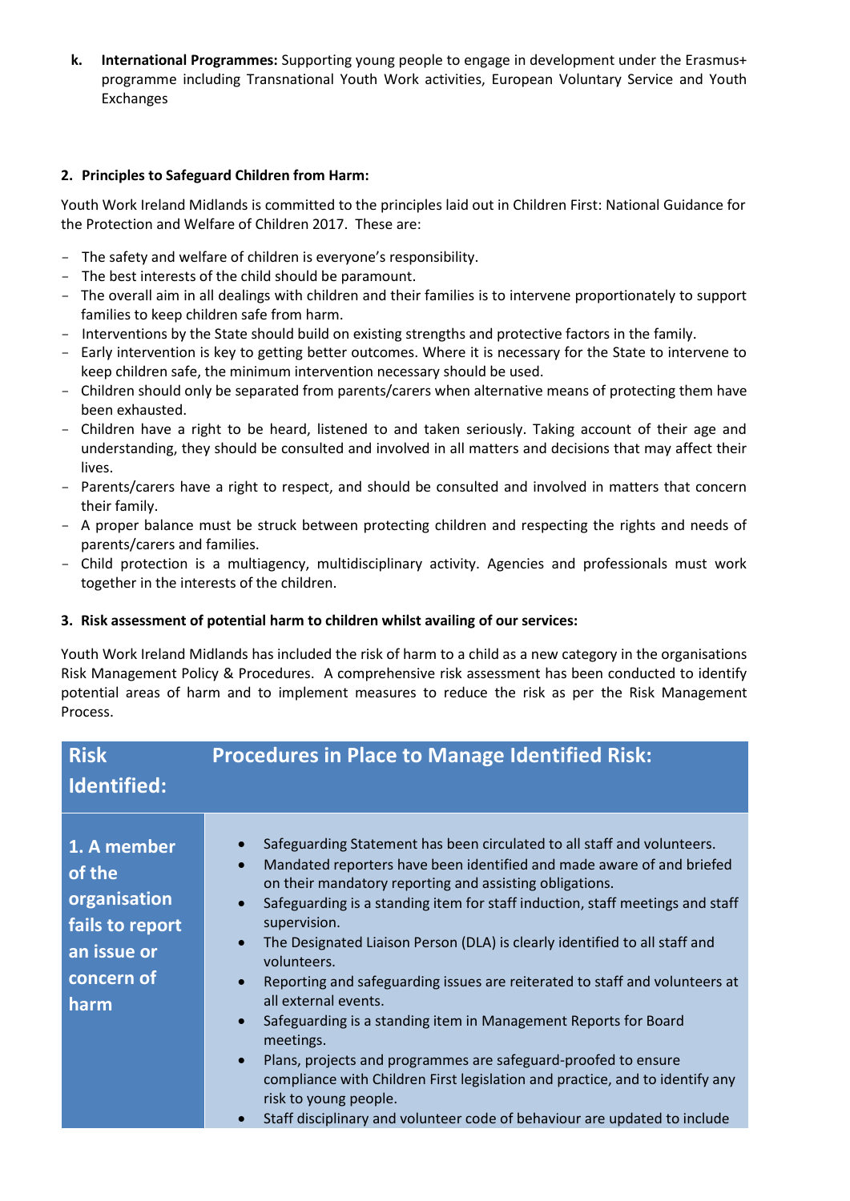**k. International Programmes:** Supporting young people to engage in development under the Erasmus+ programme including Transnational Youth Work activities, European Voluntary Service and Youth Exchanges

### 2. Principles to Safeguard Children from Harm:

Youth Work Ireland Midlands is committed to the principles laid out in Children First: National Guidance for the Protection and Welfare of Children 2017. These are:

- The safety and welfare of children is everyone's responsibility.
- The best interests of the child should be paramount.
- The overall aim in all dealings with children and their families is to intervene proportionately to support families to keep children safe from harm.
- Interventions by the State should build on existing strengths and protective factors in the family.
- Early intervention is key to getting better outcomes. Where it is necessary for the State to intervene to keep children safe, the minimum intervention necessary should be used.
- Children should only be separated from parents/carers when alternative means of protecting them have been exhausted.
- Children have a right to be heard, listened to and taken seriously. Taking account of their age and understanding, they should be consulted and involved in all matters and decisions that may affect their lives.
- Parents/carers have a right to respect, and should be consulted and involved in matters that concern their family.
- A proper balance must be struck between protecting children and respecting the rights and needs of parents/carers and families.
- Child protection is a multiagency, multidisciplinary activity. Agencies and professionals must work together in the interests of the children.

### 3. Risk assessment of potential harm to children whilst availing of our services:

Youth Work Ireland Midlands has included the risk of harm to a child as a new category in the organisations Risk Management Policy & Procedures. A comprehensive risk assessment has been conducted to identify potential areas of harm and to implement measures to reduce the risk as per the Risk Management Process.

| Risk Identified: | Procedures in Place to Manage Identified Risk: |
|---|---|
| 1. A member of the organisation fails to report an issue or concern of harm | • Safeguarding Statement has been circulated to all staff and volunteers.<br>• Mandated reporters have been identified and made aware of and briefed on their mandatory reporting and assisting obligations.<br>• Safeguarding is a standing item for staff induction, staff meetings and staff supervision.<br>• The Designated Liaison Person (DLA) is clearly identified to all staff and volunteers.<br>• Reporting and safeguarding issues are reiterated to staff and volunteers at all external events.<br>• Safeguarding is a standing item in Management Reports for Board meetings.<br>• Plans, projects and programmes are safeguard-proofed to ensure compliance with Children First legislation and practice, and to identify any risk to young people.<br>• Staff disciplinary and volunteer code of behaviour are updated to include |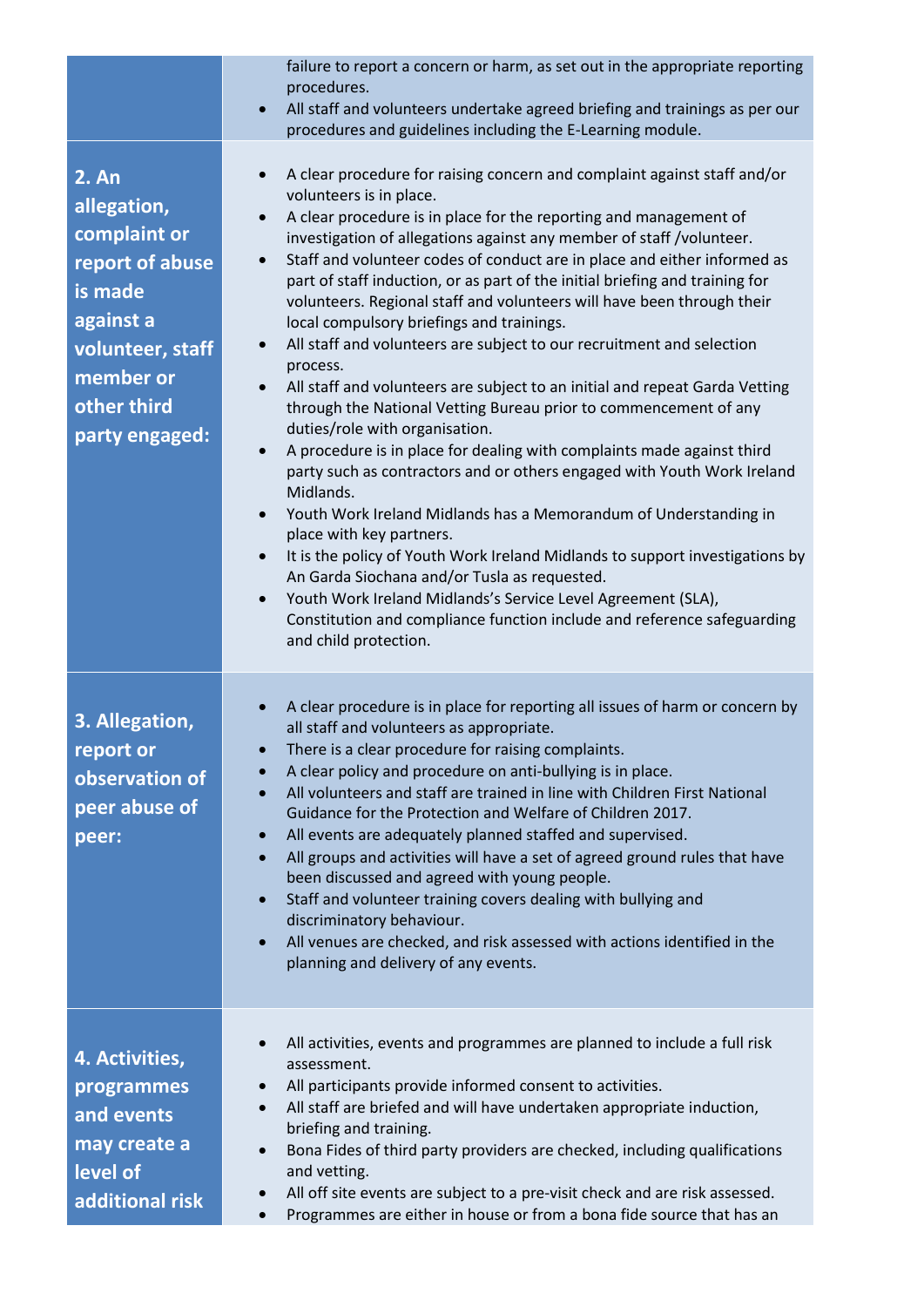| | |
|---|---|
| | failure to report a concern or harm, as set out in the appropriate reporting procedures.<br>• All staff and volunteers undertake agreed briefing and trainings as per our procedures and guidelines including the E-Learning module. |
| **2. An allegation, complaint or report of abuse is made against a volunteer, staff member or other third party engaged:** | • A clear procedure for raising concern and complaint against staff and/or volunteers is in place.<br>• A clear procedure is in place for the reporting and management of investigation of allegations against any member of staff /volunteer.<br>• Staff and volunteer codes of conduct are in place and either informed as part of staff induction, or as part of the initial briefing and training for volunteers. Regional staff and volunteers will have been through their local compulsory briefings and trainings.<br>• All staff and volunteers are subject to our recruitment and selection process.<br>• All staff and volunteers are subject to an initial and repeat Garda Vetting through the National Vetting Bureau prior to commencement of any duties/role with organisation.<br>• A procedure is in place for dealing with complaints made against third party such as contractors and or others engaged with Youth Work Ireland Midlands.<br>• Youth Work Ireland Midlands has a Memorandum of Understanding in place with key partners.<br>• It is the policy of Youth Work Ireland Midlands to support investigations by An Garda Siochana and/or Tusla as requested.<br>• Youth Work Ireland Midlands's Service Level Agreement (SLA), Constitution and compliance function include and reference safeguarding and child protection. |
| **3. Allegation, report or observation of peer abuse of peer:** | • A clear procedure is in place for reporting all issues of harm or concern by all staff and volunteers as appropriate.<br>• There is a clear procedure for raising complaints.<br>• A clear policy and procedure on anti-bullying is in place.<br>• All volunteers and staff are trained in line with Children First National Guidance for the Protection and Welfare of Children 2017.<br>• All events are adequately planned staffed and supervised.<br>• All groups and activities will have a set of agreed ground rules that have been discussed and agreed with young people.<br>• Staff and volunteer training covers dealing with bullying and discriminatory behaviour.<br>• All venues are checked, and risk assessed with actions identified in the planning and delivery of any events. |
| **4. Activities, programmes and events may create a level of additional risk** | • All activities, events and programmes are planned to include a full risk assessment.<br>• All participants provide informed consent to activities.<br>• All staff are briefed and will have undertaken appropriate induction, briefing and training.<br>• Bona Fides of third party providers are checked, including qualifications and vetting.<br>• All off site events are subject to a pre-visit check and are risk assessed.<br>• Programmes are either in house or from a bona fide source that has an |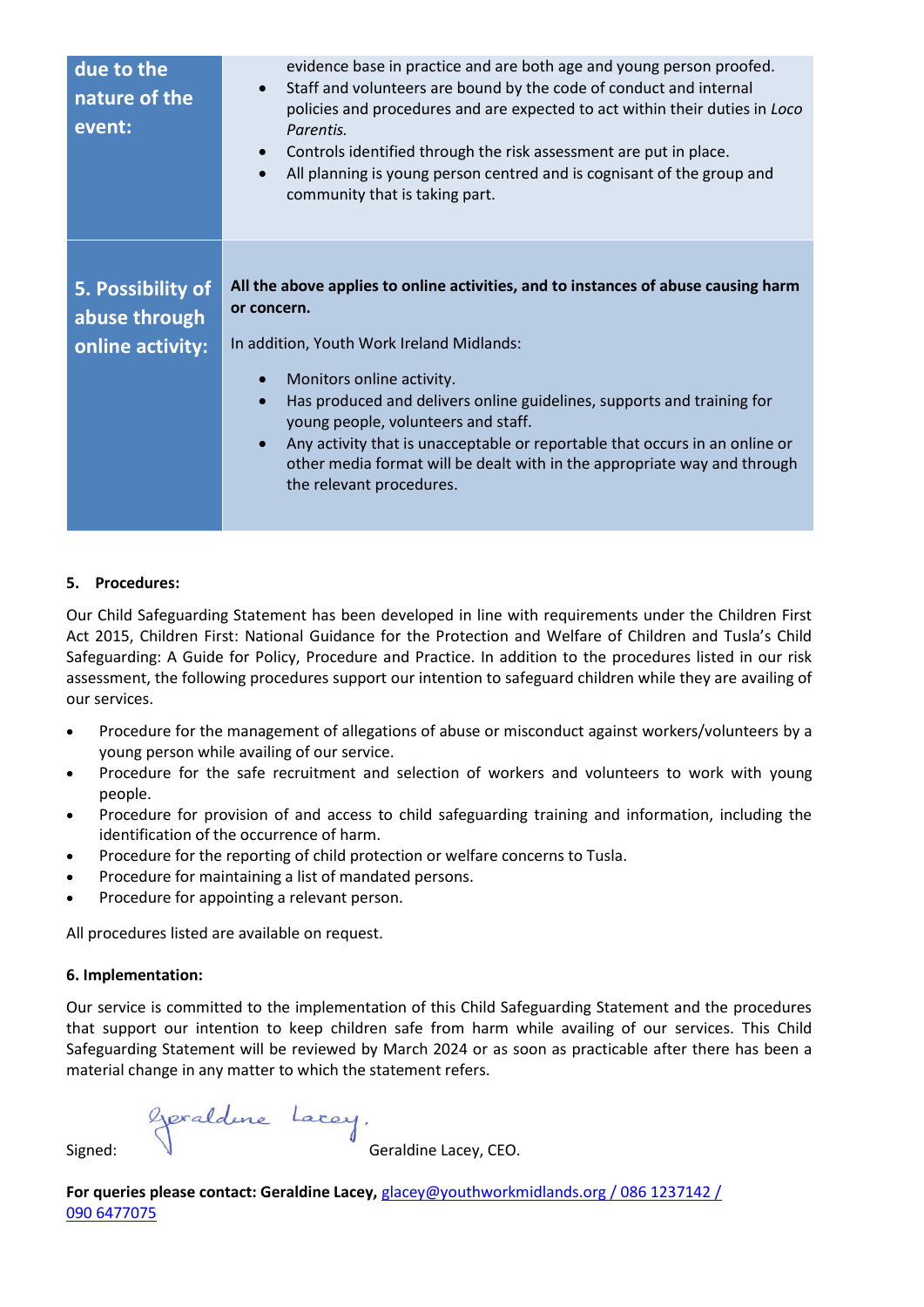| due to the nature of the event: | evidence base in practice and are both age and young person proofed.<br>• Staff and volunteers are bound by the code of conduct and internal policies and procedures and are expected to act within their duties in *Loco Parentis.*<br>• Controls identified through the risk assessment are put in place.<br>• All planning is young person centred and is cognisant of the group and community that is taking part. |
|---|---|
| **5. Possibility of abuse through online activity:** | **All the above applies to online activities, and to instances of abuse causing harm or concern.**<br><br>In addition, Youth Work Ireland Midlands:<br><br>• Monitors online activity.<br>• Has produced and delivers online guidelines, supports and training for young people, volunteers and staff.<br>• Any activity that is unacceptable or reportable that occurs in an online or other media format will be dealt with in the appropriate way and through the relevant procedures. |

**5. Procedures:**

Our Child Safeguarding Statement has been developed in line with requirements under the Children First Act 2015, Children First: National Guidance for the Protection and Welfare of Children and Tusla's Child Safeguarding: A Guide for Policy, Procedure and Practice. In addition to the procedures listed in our risk assessment, the following procedures support our intention to safeguard children while they are availing of our services.

- Procedure for the management of allegations of abuse or misconduct against workers/volunteers by a young person while availing of our service.
- Procedure for the safe recruitment and selection of workers and volunteers to work with young people.
- Procedure for provision of and access to child safeguarding training and information, including the identification of the occurrence of harm.
- Procedure for the reporting of child protection or welfare concerns to Tusla.
- Procedure for maintaining a list of mandated persons.
- Procedure for appointing a relevant person.

All procedures listed are available on request.

**6. Implementation:**

Our service is committed to the implementation of this Child Safeguarding Statement and the procedures that support our intention to keep children safe from harm while availing of our services. This Child Safeguarding Statement will be reviewed by March 2024 or as soon as practicable after there has been a material change in any matter to which the statement refers.

Signed: Geraldine Lacey. Geraldine Lacey, CEO.

**For queries please contact: Geraldine Lacey,** glacey@youthworkmidlands.org / 086 1237142 / 090 6477075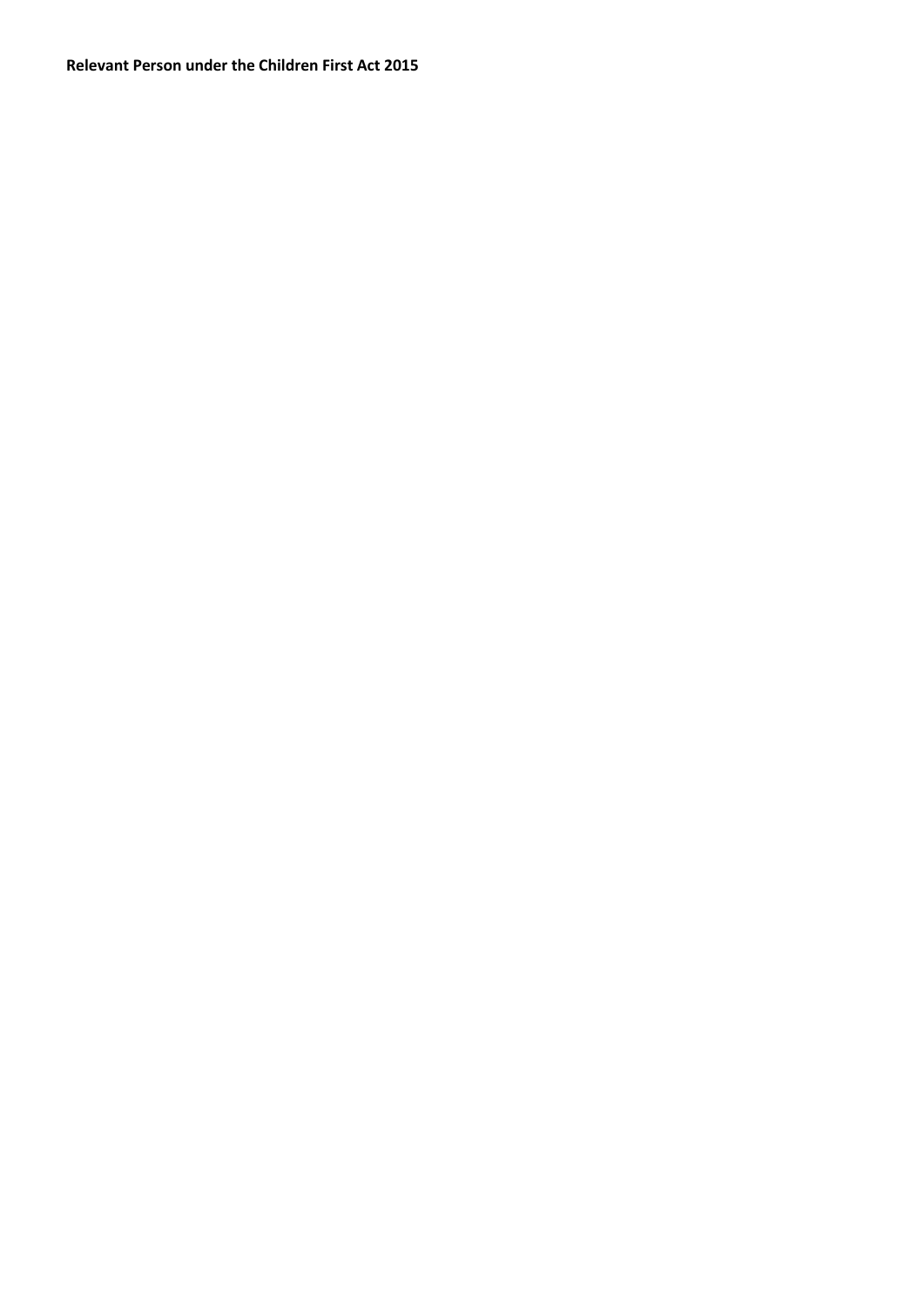**Relevant Person under the Children First Act 2015**